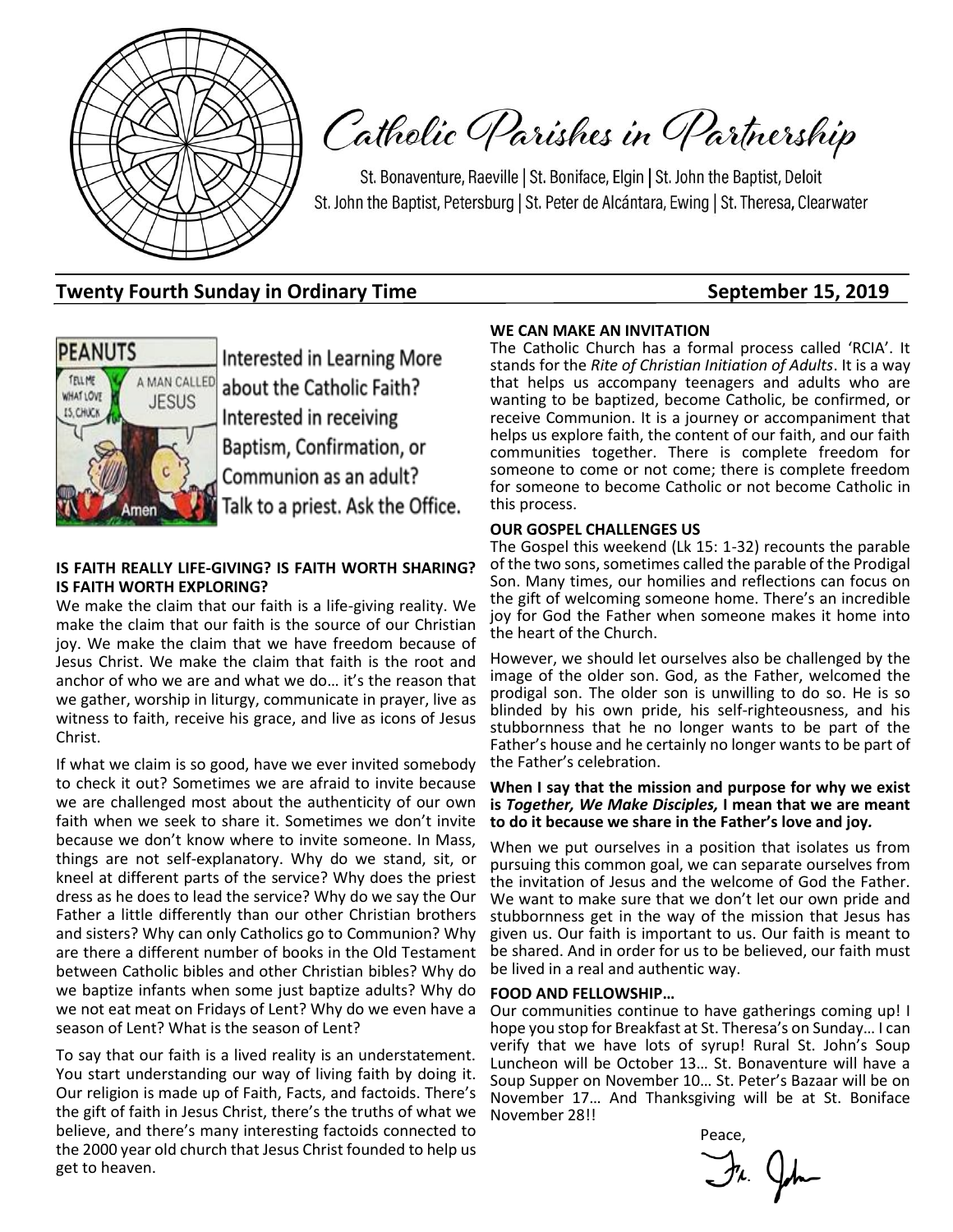# Catholic Parishes in Partnership

St. Bonaventure, Raeville | St. Boniface, Elgin | St. John the Baptist, Deloit
St. John the Baptist, Petersburg | St. Peter de Alcántara, Ewing | St. Theresa, Clearwater

**Twenty Fourth Sunday in Ordinary Time** **September 15, 2019**

Interested in Learning More about the Catholic Faith? Interested in receiving Baptism, Confirmation, or Communion as an adult? Talk to a priest. Ask the Office.

**IS FAITH REALLY LIFE-GIVING? IS FAITH WORTH SHARING? IS FAITH WORTH EXPLORING?**

We make the claim that our faith is a life-giving reality. We make the claim that our faith is the source of our Christian joy. We make the claim that we have freedom because of Jesus Christ. We make the claim that faith is the root and anchor of who we are and what we do… it's the reason that we gather, worship in liturgy, communicate in prayer, live as witness to faith, receive his grace, and live as icons of Jesus Christ.

If what we claim is so good, have we ever invited somebody to check it out? Sometimes we are afraid to invite because we are challenged most about the authenticity of our own faith when we seek to share it. Sometimes we don't invite because we don't know where to invite someone. In Mass, things are not self-explanatory. Why do we stand, sit, or kneel at different parts of the service? Why does the priest dress as he does to lead the service? Why do we say the Our Father a little differently than our other Christian brothers and sisters? Why can only Catholics go to Communion? Why are there a different number of books in the Old Testament between Catholic bibles and other Christian bibles? Why do we baptize infants when some just baptize adults? Why do we not eat meat on Fridays of Lent? Why do we even have a season of Lent? What is the season of Lent?

To say that our faith is a lived reality is an understatement. You start understanding our way of living faith by doing it. Our religion is made up of Faith, Facts, and factoids. There's the gift of faith in Jesus Christ, there's the truths of what we believe, and there's many interesting factoids connected to the 2000 year old church that Jesus Christ founded to help us get to heaven.

**WE CAN MAKE AN INVITATION**

The Catholic Church has a formal process called 'RCIA'. It stands for the *Rite of Christian Initiation of Adults*. It is a way that helps us accompany teenagers and adults who are wanting to be baptized, become Catholic, be confirmed, or receive Communion. It is a journey or accompaniment that helps us explore faith, the content of our faith, and our faith communities together. There is complete freedom for someone to come or not come; there is complete freedom for someone to become Catholic or not become Catholic in this process.

**OUR GOSPEL CHALLENGES US**

The Gospel this weekend (Lk 15: 1-32) recounts the parable of the two sons, sometimes called the parable of the Prodigal Son. Many times, our homilies and reflections can focus on the gift of welcoming someone home. There's an incredible joy for God the Father when someone makes it home into the heart of the Church.

However, we should let ourselves also be challenged by the image of the older son. God, as the Father, welcomed the prodigal son. The older son is unwilling to do so. He is so blinded by his own pride, his self-righteousness, and his stubbornness that he no longer wants to be part of the Father's house and he certainly no longer wants to be part of the Father's celebration.

**When I say that the mission and purpose for why we exist is *Together, We Make Disciples,* I mean that we are meant to do it because we share in the Father's love and joy.**

When we put ourselves in a position that isolates us from pursuing this common goal, we can separate ourselves from the invitation of Jesus and the welcome of God the Father. We want to make sure that we don't let our own pride and stubbornness get in the way of the mission that Jesus has given us. Our faith is important to us. Our faith is meant to be shared. And in order for us to be believed, our faith must be lived in a real and authentic way.

**FOOD AND FELLOWSHIP…**

Our communities continue to have gatherings coming up! I hope you stop for Breakfast at St. Theresa's on Sunday… I can verify that we have lots of syrup! Rural St. John's Soup Luncheon will be October 13… St. Bonaventure will have a Soup Supper on November 10… St. Peter's Bazaar will be on November 17… And Thanksgiving will be at St. Boniface November 28!!

Peace,

Fr. John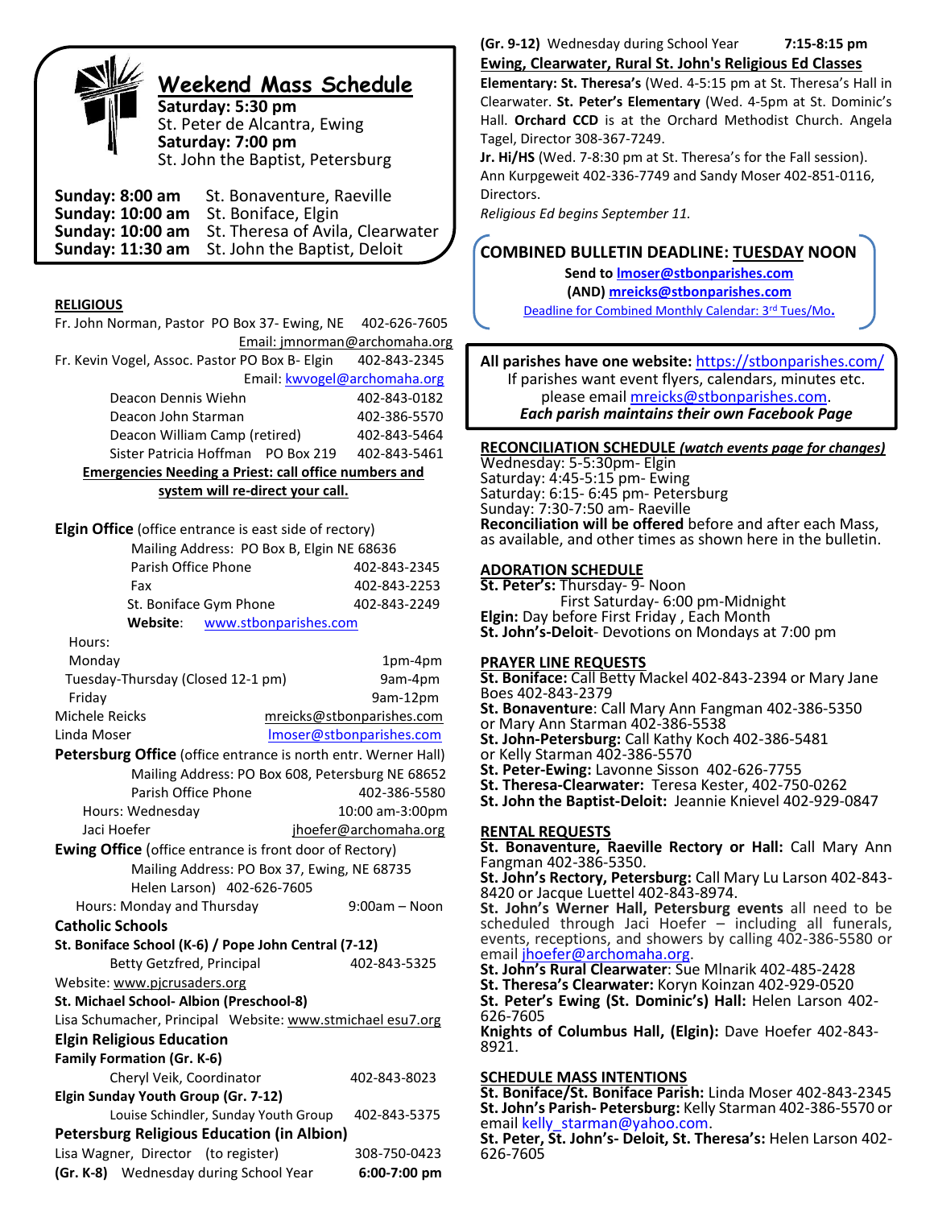## Weekend Mass Schedule

**Saturday: 5:30 pm**
St. Peter de Alcantra, Ewing
**Saturday: 7:00 pm**
St. John the Baptist, Petersburg

**Sunday: 8:00 am** St. Bonaventure, Raeville
**Sunday: 10:00 am** St. Boniface, Elgin
**Sunday: 10:00 am** St. Theresa of Avila, Clearwater
**Sunday: 11:30 am** St. John the Baptist, Deloit

### RELIGIOUS

Fr. John Norman, Pastor PO Box 37- Ewing, NE 402-626-7605
Email: jmnorman@archomaha.org
Fr. Kevin Vogel, Assoc. Pastor PO Box B- Elgin 402-843-2345
Email: kwvogel@archomaha.org
Deacon Dennis Wiehn 402-843-0182
Deacon John Starman 402-386-5570
Deacon William Camp (retired) 402-843-5464
Sister Patricia Hoffman PO Box 219 402-843-5461

**Emergencies Needing a Priest: call office numbers and system will re-direct your call.**

**Elgin Office** (office entrance is east side of rectory)
Mailing Address: PO Box B, Elgin NE 68636
Parish Office Phone 402-843-2345
Fax 402-843-2253
St. Boniface Gym Phone 402-843-2249
**Website**: www.stbonparishes.com

Hours:
Monday 1pm-4pm
Tuesday-Thursday (Closed 12-1 pm) 9am-4pm
Friday 9am-12pm
Michele Reicks mreicks@stbonparishes.com
Linda Moser lmoser@stbonparishes.com

**Petersburg Office** (office entrance is north entr. Werner Hall)
Mailing Address: PO Box 608, Petersburg NE 68652
Parish Office Phone 402-386-5580
Hours: Wednesday 10:00 am-3:00pm
Jaci Hoefer jhoefer@archomaha.org

**Ewing Office** (office entrance is front door of Rectory)
Mailing Address: PO Box 37, Ewing, NE 68735
Helen Larson) 402-626-7605
Hours: Monday and Thursday 9:00am – Noon

**Catholic Schools**

**St. Boniface School (K-6) / Pope John Central (7-12)**
Betty Getzfred, Principal 402-843-5325
Website: www.pjcrusaders.org

**St. Michael School- Albion (Preschool-8)**
Lisa Schumacher, Principal Website: www.stmichael esu7.org

**Elgin Religious Education**

**Family Formation (Gr. K-6)**
Cheryl Veik, Coordinator 402-843-8023

**Elgin Sunday Youth Group (Gr. 7-12)**
Louise Schindler, Sunday Youth Group 402-843-5375

**Petersburg Religious Education (in Albion)**
Lisa Wagner, Director (to register) 308-750-0423
**(Gr. K-8)** Wednesday during School Year **6:00-7:00 pm**
**(Gr. 9-12)** Wednesday during School Year **7:15-8:15 pm**

**Ewing, Clearwater, Rural St. John's Religious Ed Classes**

**Elementary: St. Theresa's** (Wed. 4-5:15 pm at St. Theresa's Hall in Clearwater. **St. Peter's Elementary** (Wed. 4-5pm at St. Dominic's Hall. **Orchard CCD** is at the Orchard Methodist Church. Angela Tagel, Director 308-367-7249.

**Jr. Hi/HS** (Wed. 7-8:30 pm at St. Theresa's for the Fall session). Ann Kurpgeweit 402-336-7749 and Sandy Moser 402-851-0116, Directors.

*Religious Ed begins September 11.*

**COMBINED BULLETIN DEADLINE: TUESDAY NOON**
**Send to lmoser@stbonparishes.com**
**(AND) mreicks@stbonparishes.com**
Deadline for Combined Monthly Calendar: 3rd Tues/Mo.

**All parishes have one website:** https://stbonparishes.com/
If parishes want event flyers, calendars, minutes etc. please email mreicks@stbonparishes.com.
***Each parish maintains their own Facebook Page***

### RECONCILIATION SCHEDULE *(watch events page for changes)*

Wednesday: 5-5:30pm- Elgin
Saturday: 4:45-5:15 pm- Ewing
Saturday: 6:15- 6:45 pm- Petersburg
Sunday: 7:30-7:50 am- Raeville
**Reconciliation will be offered** before and after each Mass, as available, and other times as shown here in the bulletin.

### ADORATION SCHEDULE

**St. Peter's:** Thursday- 9- Noon
First Saturday- 6:00 pm-Midnight
**Elgin:** Day before First Friday , Each Month
**St. John's-Deloit**- Devotions on Mondays at 7:00 pm

### PRAYER LINE REQUESTS

**St. Boniface:** Call Betty Mackel 402-843-2394 or Mary Jane Boes 402-843-2379
**St. Bonaventure**: Call Mary Ann Fangman 402-386-5350 or Mary Ann Starman 402-386-5538
**St. John-Petersburg:** Call Kathy Koch 402-386-5481 or Kelly Starman 402-386-5570
**St. Peter-Ewing:** Lavonne Sisson 402-626-7755
**St. Theresa-Clearwater:** Teresa Kester, 402-750-0262
**St. John the Baptist-Deloit:** Jeannie Knievel 402-929-0847

### RENTAL REQUESTS

**St. Bonaventure, Raeville Rectory or Hall:** Call Mary Ann Fangman 402-386-5350.
**St. John's Rectory, Petersburg:** Call Mary Lu Larson 402-843-8420 or Jacque Luettel 402-843-8974.
**St. John's Werner Hall, Petersburg events** all need to be scheduled through Jaci Hoefer – including all funerals, events, receptions, and showers by calling 402-386-5580 or email jhoefer@archomaha.org.
**St. John's Rural Clearwater**: Sue Mlnarik 402-485-2428
**St. Theresa's Clearwater:** Koryn Koinzan 402-929-0520
**St. Peter's Ewing (St. Dominic's) Hall:** Helen Larson 402-626-7605
**Knights of Columbus Hall, (Elgin):** Dave Hoefer 402-843-8921.

### SCHEDULE MASS INTENTIONS

**St. Boniface/St. Boniface Parish:** Linda Moser 402-843-2345
**St. John's Parish- Petersburg:** Kelly Starman 402-386-5570 or email kelly_starman@yahoo.com.
**St. Peter, St. John's- Deloit, St. Theresa's:** Helen Larson 402-626-7605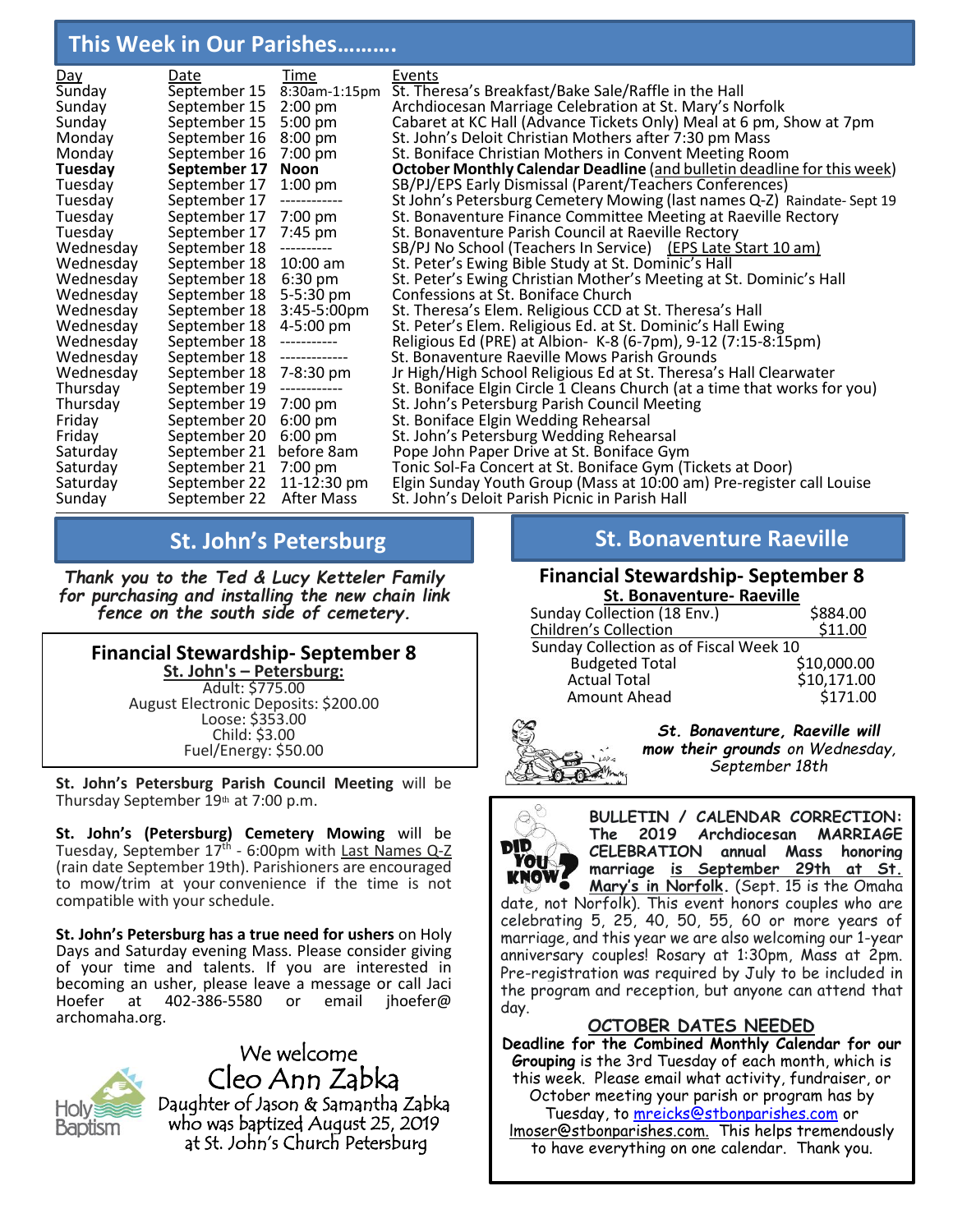## This Week in Our Parishes……….

| Day | Date | Time | Events |
|---|---|---|---|
| Sunday | September 15 | 8:30am-1:15pm | St. Theresa's Breakfast/Bake Sale/Raffle in the Hall |
| Sunday | September 15 | 2:00 pm | Archdiocesan Marriage Celebration at St. Mary's Norfolk |
| Sunday | September 15 | 5:00 pm | Cabaret at KC Hall (Advance Tickets Only) Meal at 6 pm, Show at 7pm |
| Monday | September 16 | 8:00 pm | St. John's Deloit Christian Mothers after 7:30 pm Mass |
| Monday | September 16 | 7:00 pm | St. Boniface Christian Mothers in Convent Meeting Room |
| **Tuesday** | **September 17** | **Noon** | **October Monthly Calendar Deadline** (and bulletin deadline for this week) |
| Tuesday | September 17 | 1:00 pm | SB/PJ/EPS Early Dismissal (Parent/Teachers Conferences) |
| Tuesday | September 17 | ------------ | St John's Petersburg Cemetery Mowing (last names Q-Z) Raindate- Sept 19 |
| Tuesday | September 17 | 7:00 pm | St. Bonaventure Finance Committee Meeting at Raeville Rectory |
| Tuesday | September 17 | 7:45 pm | St. Bonaventure Parish Council at Raeville Rectory |
| Wednesday | September 18 | ---------- | SB/PJ No School (Teachers In Service) (EPS Late Start 10 am) |
| Wednesday | September 18 | 10:00 am | St. Peter's Ewing Bible Study at St. Dominic's Hall |
| Wednesday | September 18 | 6:30 pm | St. Peter's Ewing Christian Mother's Meeting at St. Dominic's Hall |
| Wednesday | September 18 | 5-5:30 pm | Confessions at St. Boniface Church |
| Wednesday | September 18 | 3:45-5:00pm | St. Theresa's Elem. Religious CCD at St. Theresa's Hall |
| Wednesday | September 18 | 4-5:00 pm | St. Peter's Elem. Religious Ed. at St. Dominic's Hall Ewing |
| Wednesday | September 18 | ----------- | Religious Ed (PRE) at Albion- K-8 (6-7pm), 9-12 (7:15-8:15pm) |
| Wednesday | September 18 | ------------- | St. Bonaventure Raeville Mows Parish Grounds |
| Wednesday | September 18 | 7-8:30 pm | Jr High/High School Religious Ed at St. Theresa's Hall Clearwater |
| Thursday | September 19 | ------------ | St. Boniface Elgin Circle 1 Cleans Church (at a time that works for you) |
| Thursday | September 19 | 7:00 pm | St. John's Petersburg Parish Council Meeting |
| Friday | September 20 | 6:00 pm | St. Boniface Elgin Wedding Rehearsal |
| Friday | September 20 | 6:00 pm | St. John's Petersburg Wedding Rehearsal |
| Saturday | September 21 | before 8am | Pope John Paper Drive at St. Boniface Gym |
| Saturday | September 21 | 7:00 pm | Tonic Sol-Fa Concert at St. Boniface Gym (Tickets at Door) |
| Saturday | September 22 | 11-12:30 pm | Elgin Sunday Youth Group (Mass at 10:00 am) Pre-register call Louise |
| Sunday | September 22 | After Mass | St. John's Deloit Parish Picnic in Parish Hall |

## St. John's Petersburg

*Thank you to the Ted & Lucy Ketteler Family for purchasing and installing the new chain link fence on the south side of cemetery.*

### Financial Stewardship- September 8

**St. John's – Petersburg:**

Adult: $775.00
August Electronic Deposits: $200.00
Loose: $353.00
Child: $3.00
Fuel/Energy: $50.00

**St. John's Petersburg Parish Council Meeting** will be Thursday September 19th at 7:00 p.m.

**St. John's (Petersburg) Cemetery Mowing** will be Tuesday, September 17th - 6:00pm with Last Names Q-Z (rain date September 19th). Parishioners are encouraged to mow/trim at your convenience if the time is not compatible with your schedule.

**St. John's Petersburg has a true need for ushers** on Holy Days and Saturday evening Mass. Please consider giving of your time and talents. If you are interested in becoming an usher, please leave a message or call Jaci Hoefer at 402-386-5580 or email jhoefer@archomaha.org.

Holy Baptism

We welcome
Cleo Ann Zabka
Daughter of Jason & Samantha Zabka
who was baptized August 25, 2019
at St. John's Church Petersburg

## St. Bonaventure Raeville

### Financial Stewardship- September 8

**St. Bonaventure- Raeville**

| | |
|---|---|
| Sunday Collection (18 Env.) | $884.00 |
| Children's Collection | $11.00 |
| Sunday Collection as of Fiscal Week 10 | |
| Budgeted Total | $10,000.00 |
| Actual Total | $10,171.00 |
| Amount Ahead | $171.00 |

***St. Bonaventure, Raeville will mow their grounds** on Wednesday, September 18th*

DID YOU KNOW?

**BULLETIN / CALENDAR CORRECTION: The 2019 Archdiocesan MARRIAGE CELEBRATION annual Mass honoring marriage is September 29th at St. Mary's in Norfolk.** (Sept. 15 is the Omaha date, not Norfolk). This event honors couples who are celebrating 5, 25, 40, 50, 55, 60 or more years of marriage, and this year we are also welcoming our 1-year anniversary couples! Rosary at 1:30pm, Mass at 2pm. Pre-registration was required by July to be included in the program and reception, but anyone can attend that day.

**OCTOBER DATES NEEDED**

**Deadline for the Combined Monthly Calendar for our Grouping** is the 3rd Tuesday of each month, which is this week. Please email what activity, fundraiser, or October meeting your parish or program has by Tuesday, to mreicks@stbonparishes.com or lmoser@stbonparishes.com. This helps tremendously to have everything on one calendar. Thank you.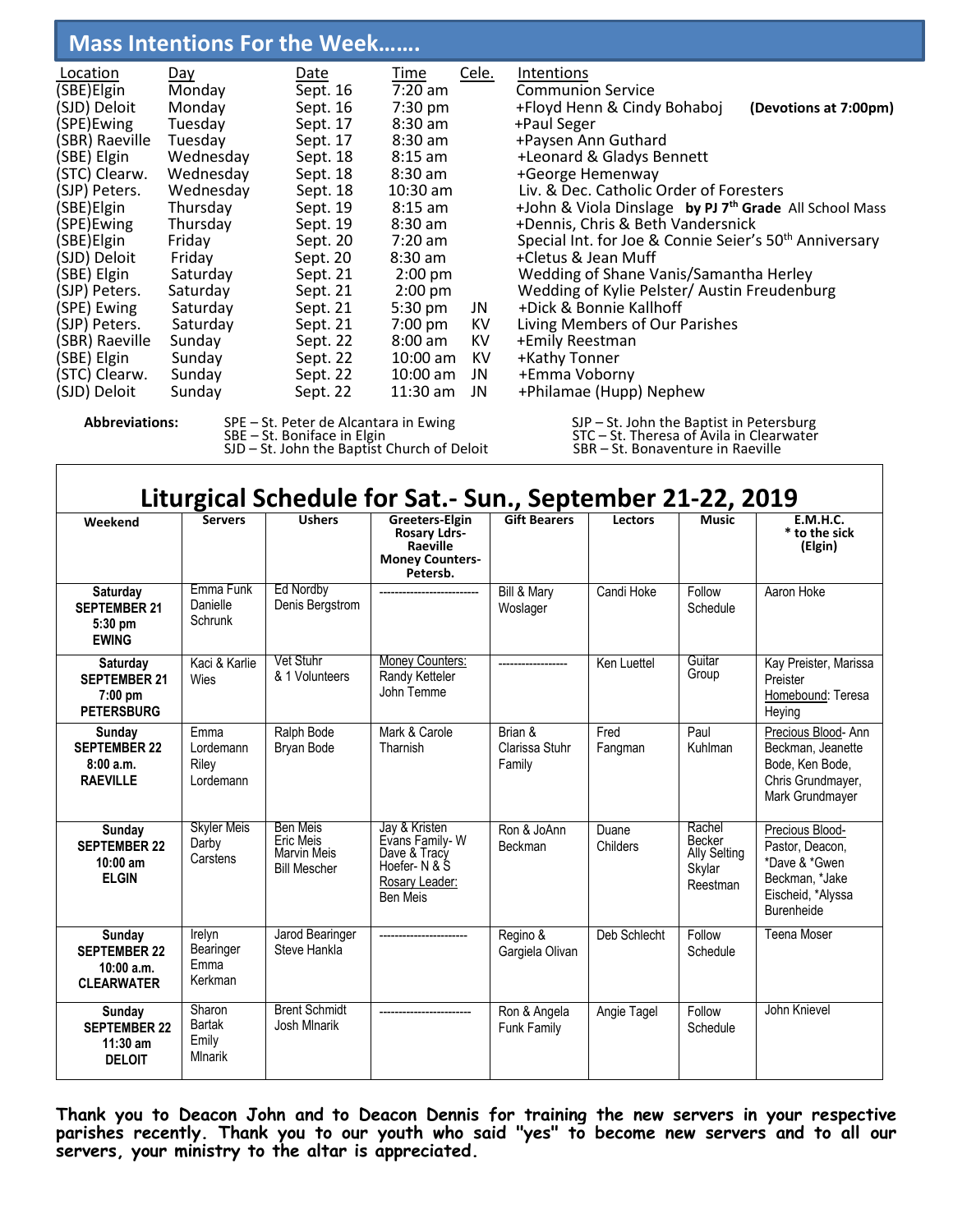## Mass Intentions For the Week…….

| Location | Day | Date | Time | Cele. | Intentions |
|---|---|---|---|---|---|
| (SBE)Elgin | Monday | Sept. 16 | 7:20 am | | Communion Service |
| (SJD) Deloit | Monday | Sept. 16 | 7:30 pm | | +Floyd Henn & Cindy Bohaboj **(Devotions at 7:00pm)** |
| (SPE)Ewing | Tuesday | Sept. 17 | 8:30 am | | +Paul Seger |
| (SBR) Raeville | Tuesday | Sept. 17 | 8:30 am | | +Paysen Ann Guthard |
| (SBE) Elgin | Wednesday | Sept. 18 | 8:15 am | | +Leonard & Gladys Bennett |
| (STC) Clearw. | Wednesday | Sept. 18 | 8:30 am | | +George Hemenway |
| (SJP) Peters. | Wednesday | Sept. 18 | 10:30 am | | Liv. & Dec. Catholic Order of Foresters |
| (SBE)Elgin | Thursday | Sept. 19 | 8:15 am | | +John & Viola Dinslage **by PJ 7th Grade** All School Mass |
| (SPE)Ewing | Thursday | Sept. 19 | 8:30 am | | +Dennis, Chris & Beth Vandersnick |
| (SBE)Elgin | Friday | Sept. 20 | 7:20 am | | Special Int. for Joe & Connie Seier's 50th Anniversary |
| (SJD) Deloit | Friday | Sept. 20 | 8:30 am | | +Cletus & Jean Muff |
| (SBE) Elgin | Saturday | Sept. 21 | 2:00 pm | | Wedding of Shane Vanis/Samantha Herley |
| (SJP) Peters. | Saturday | Sept. 21 | 2:00 pm | | Wedding of Kylie Pelster/ Austin Freudenburg |
| (SPE) Ewing | Saturday | Sept. 21 | 5:30 pm | JN | +Dick & Bonnie Kallhoff |
| (SJP) Peters. | Saturday | Sept. 21 | 7:00 pm | KV | Living Members of Our Parishes |
| (SBR) Raeville | Sunday | Sept. 22 | 8:00 am | KV | +Emily Reestman |
| (SBE) Elgin | Sunday | Sept. 22 | 10:00 am | KV | +Kathy Tonner |
| (STC) Clearw. | Sunday | Sept. 22 | 10:00 am | JN | +Emma Voborny |
| (SJD) Deloit | Sunday | Sept. 22 | 11:30 am | JN | +Philamae (Hupp) Nephew |

**Abbreviations:**
SPE – St. Peter de Alcantara in Ewing
SBE – St. Boniface in Elgin
SJD – St. John the Baptist Church of Deloit
SJP – St. John the Baptist in Petersburg
STC – St. Theresa of Avila in Clearwater
SBR – St. Bonaventure in Raeville

## Liturgical Schedule for Sat.- Sun., September 21-22, 2019

| Weekend | Servers | Ushers | Greeters-Elgin Rosary Ldrs-Raeville Money Counters-Petersb. | Gift Bearers | Lectors | Music | E.M.H.C. * to the sick (Elgin) |
|---|---|---|---|---|---|---|---|
| **Saturday SEPTEMBER 21 5:30 pm EWING** | Emma Funk Danielle Schrunk | Ed Nordby Denis Bergstrom | ------------------------- | Bill & Mary Woslager | Candi Hoke | Follow Schedule | Aaron Hoke |
| **Saturday SEPTEMBER 21 7:00 pm PETERSBURG** | Kaci & Karlie Wies | Vet Stuhr & 1 Volunteers | Money Counters: Randy Ketteler John Temme | ------------------ | Ken Luettel | Guitar Group | Kay Preister, Marissa Preister Homebound: Teresa Heying |
| **Sunday SEPTEMBER 22 8:00 a.m. RAEVILLE** | Emma Lordemann Riley Lordemann | Ralph Bode Bryan Bode | Mark & Carole Tharnish | Brian & Clarissa Stuhr Family | Fred Fangman | Paul Kuhlman | Precious Blood- Ann Beckman, Jeanette Bode, Ken Bode, Chris Grundmayer, Mark Grundmayer |
| **Sunday SEPTEMBER 22 10:00 am ELGIN** | Skyler Meis Darby Carstens | Ben Meis Eric Meis Marvin Meis Bill Mescher | Jay & Kristen Evans Family- W Dave & Tracy Hoefer- N & S Rosary Leader: Ben Meis | Ron & JoAnn Beckman | Duane Childers | Rachel Becker Ally Selting Skylar Reestman | Precious Blood- Pastor, Deacon, *Dave & *Gwen Beckman, *Jake Eischeid, *Alyssa Burenheide |
| **Sunday SEPTEMBER 22 10:00 a.m. CLEARWATER** | Irelyn Bearinger Emma Kerkman | Jarod Bearinger Steve Hankla | ----------------------- | Regino & Gargiela Olivan | Deb Schlecht | Follow Schedule | Teena Moser |
| **Sunday SEPTEMBER 22 11:30 am DELOIT** | Sharon Bartak Emily Mlnarik | Brent Schmidt Josh Mlnarik | ------------------------ | Ron & Angela Funk Family | Angie Tagel | Follow Schedule | John Knievel |

**Thank you to Deacon John and to Deacon Dennis for training the new servers in your respective parishes recently. Thank you to our youth who said "yes" to become new servers and to all our servers, your ministry to the altar is appreciated.**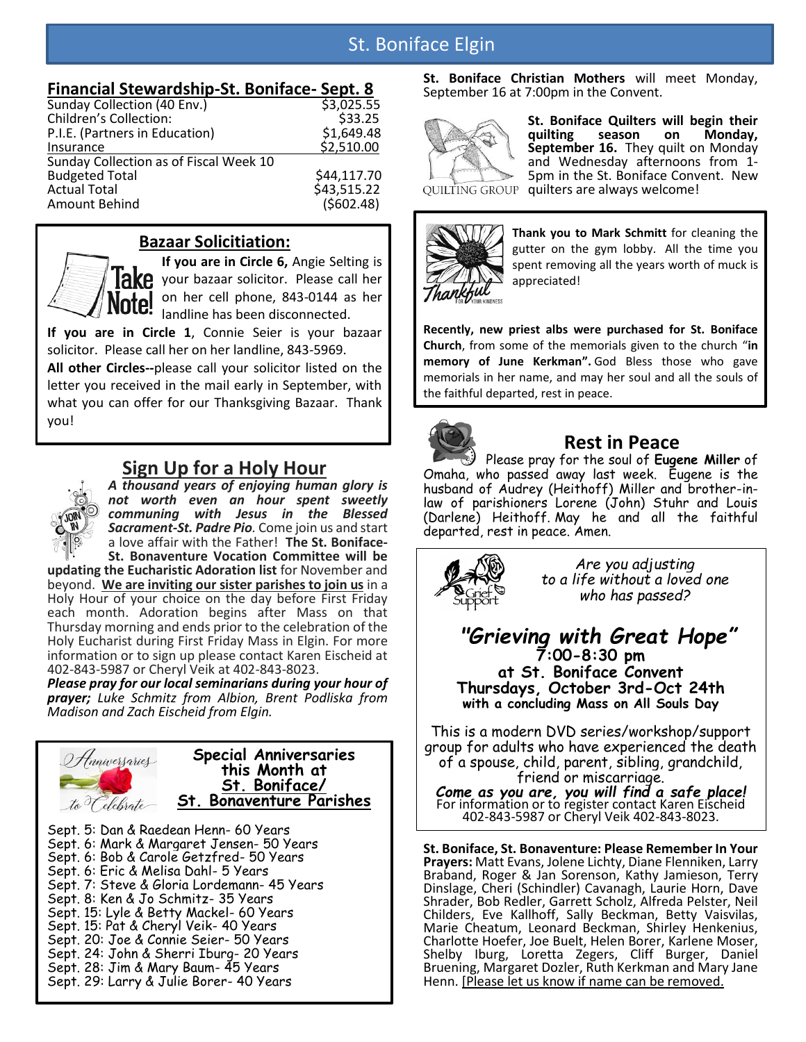# St. Boniface Elgin

## Financial Stewardship-St. Boniface- Sept. 8

| | |
|---|---|
| Sunday Collection (40 Env.) | $3,025.55 |
| Children's Collection: | $33.25 |
| P.I.E. (Partners in Education) | $1,649.48 |
| Insurance | $2,510.00 |
| Sunday Collection as of Fiscal Week 10 | |
| Budgeted Total | $44,117.70 |
| Actual Total | $43,515.22 |
| Amount Behind | ($602.48) |

## Bazaar Solicitiation:

**If you are in Circle 6,** Angie Selting is your bazaar solicitor. Please call her on her cell phone, 843-0144 as her landline has been disconnected.

**If you are in Circle 1**, Connie Seier is your bazaar solicitor. Please call her on her landline, 843-5969.

**All other Circles--**please call your solicitor listed on the letter you received in the mail early in September, with what you can offer for our Thanksgiving Bazaar. Thank you!

## Sign Up for a Holy Hour

***A thousand years of enjoying human glory is not worth even an hour spent sweetly communing with Jesus in the Blessed Sacrament-St. Padre Pio.*** Come join us and start a love affair with the Father! **The St. Boniface-St. Bonaventure Vocation Committee will be updating the Eucharistic Adoration list** for November and beyond. **We are inviting our sister parishes to join us** in a Holy Hour of your choice on the day before First Friday each month. Adoration begins after Mass on that Thursday morning and ends prior to the celebration of the Holy Eucharist during First Friday Mass in Elgin. For more information or to sign up please contact Karen Eischeid at 402-843-5987 or Cheryl Veik at 402-843-8023.

***Please pray for our local seminarians during your hour of prayer;*** *Luke Schmitz from Albion, Brent Podliska from Madison and Zach Eischeid from Elgin.*

## Special Anniversaries this Month at St. Boniface/ St. Bonaventure Parishes

Sept. 5: Dan & Raedean Henn- 60 Years
Sept. 6: Mark & Margaret Jensen- 50 Years
Sept. 6: Bob & Carole Getzfred- 50 Years
Sept. 6: Eric & Melisa Dahl- 5 Years
Sept. 7: Steve & Gloria Lordemann- 45 Years
Sept. 8: Ken & Jo Schmitz- 35 Years
Sept. 15: Lyle & Betty Mackel- 60 Years
Sept. 15: Pat & Cheryl Veik- 40 Years
Sept. 20: Joe & Connie Seier- 50 Years
Sept. 24: John & Sherri Iburg- 20 Years
Sept. 28: Jim & Mary Baum- 45 Years
Sept. 29: Larry & Julie Borer- 40 Years

**St. Boniface Christian Mothers** will meet Monday, September 16 at 7:00pm in the Convent.

**St. Boniface Quilters will begin their quilting season on Monday, September 16.** They quilt on Monday and Wednesday afternoons from 1-5pm in the St. Boniface Convent. New quilters are always welcome!

**Thank you to Mark Schmitt** for cleaning the gutter on the gym lobby. All the time you spent removing all the years worth of muck is appreciated!

**Recently, new priest albs were purchased for St. Boniface Church**, from some of the memorials given to the church "**in memory of June Kerkman".** God Bless those who gave memorials in her name, and may her soul and all the souls of the faithful departed, rest in peace.

## Rest in Peace

Please pray for the soul of **Eugene Miller** of Omaha, who passed away last week. Eugene is the husband of Audrey (Heithoff) Miller and brother-in-law of parishioners Lorene (John) Stuhr and Louis (Darlene) Heithoff. May he and all the faithful departed, rest in peace. Amen.

*Are you adjusting to a life without a loved one who has passed?*

## *"Grieving with Great Hope"*

**7:00-8:30 pm**
**at St. Boniface Convent**
**Thursdays, October 3rd-Oct 24th**
**with a concluding Mass on All Souls Day**

This is a modern DVD series/workshop/support group for adults who have experienced the death of a spouse, child, parent, sibling, grandchild, friend or miscarriage.

***Come as you are, you will find a safe place!***
For information or to register contact Karen Eischeid 402-843-5987 or Cheryl Veik 402-843-8023.

**St. Boniface, St. Bonaventure: Please Remember In Your Prayers:** Matt Evans, Jolene Lichty, Diane Flenniken, Larry Braband, Roger & Jan Sorenson, Kathy Jamieson, Terry Dinslage, Cheri (Schindler) Cavanagh, Laurie Horn, Dave Shrader, Bob Redler, Garrett Scholz, Alfreda Pelster, Neil Childers, Eve Kallhoff, Sally Beckman, Betty Vaisvilas, Marie Cheatum, Leonard Beckman, Shirley Henkenius, Charlotte Hoefer, Joe Buelt, Helen Borer, Karlene Moser, Shelby Iburg, Loretta Zegers, Cliff Burger, Daniel Bruening, Margaret Dozler, Ruth Kerkman and Mary Jane Henn. [Please let us know if name can be removed.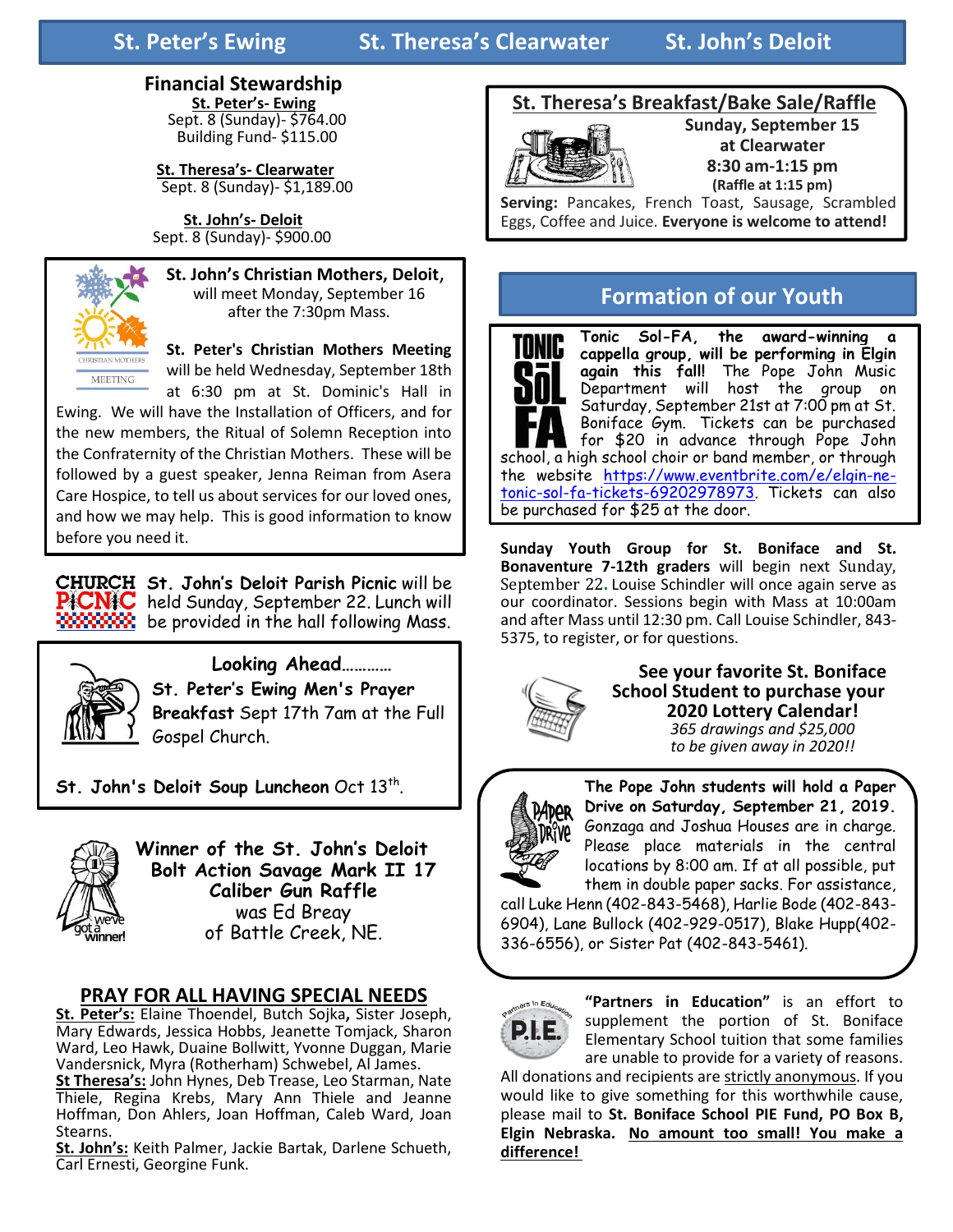St. Peter's Ewing St. Theresa's Clearwater St. John's Deloit

## Financial Stewardship

**St. Peter's- Ewing**
Sept. 8 (Sunday)- $764.00
Building Fund- $115.00

**St. Theresa's- Clearwater**
Sept. 8 (Sunday)- $1,189.00

**St. John's- Deloit**
Sept. 8 (Sunday)- $900.00

**St. John's Christian Mothers, Deloit,** will meet Monday, September 16 after the 7:30pm Mass.

**St. Peter's Christian Mothers Meeting** will be held Wednesday, September 18th at 6:30 pm at St. Dominic's Hall in Ewing. We will have the Installation of Officers, and for the new members, the Ritual of Solemn Reception into the Confraternity of the Christian Mothers. These will be followed by a guest speaker, Jenna Reiman from Asera Care Hospice, to tell us about services for our loved ones, and how we may help. This is good information to know before you need it.

**St. John's Deloit Parish Picnic** will be held Sunday, September 22. Lunch will be provided in the hall following Mass.

**Looking Ahead…………**

**St. Peter's Ewing Men's Prayer Breakfast** Sept 17th 7am at the Full Gospel Church.

**St. John's Deloit Soup Luncheon** Oct 13th.

**Winner of the St. John's Deloit Bolt Action Savage Mark II 17 Caliber Gun Raffle**
was Ed Breay
of Battle Creek, NE.

## PRAY FOR ALL HAVING SPECIAL NEEDS

**St. Peter's:** Elaine Thoendel, Butch Sojka**,** Sister Joseph, Mary Edwards, Jessica Hobbs, Jeanette Tomjack, Sharon Ward, Leo Hawk, Duaine Bollwitt, Yvonne Duggan, Marie Vandersnick, Myra (Rotherham) Schwebel, Al James.
**St Theresa's:** John Hynes, Deb Trease, Leo Starman, Nate Thiele, Regina Krebs, Mary Ann Thiele and Jeanne Hoffman, Don Ahlers, Joan Hoffman, Caleb Ward, Joan Stearns.
**St. John's:** Keith Palmer, Jackie Bartak, Darlene Schueth, Carl Ernesti, Georgine Funk.

## St. Theresa's Breakfast/Bake Sale/Raffle

**Sunday, September 15**
**at Clearwater**
**8:30 am-1:15 pm**
**(Raffle at 1:15 pm)**

**Serving:** Pancakes, French Toast, Sausage, Scrambled Eggs, Coffee and Juice. **Everyone is welcome to attend!**

## Formation of our Youth

**Tonic Sol-FA, the award-winning a cappella group, will be performing in Elgin again this fall!** The Pope John Music Department will host the group on Saturday, September 21st at 7:00 pm at St. Boniface Gym. Tickets can be purchased for $20 in advance through Pope John school, a high school choir or band member, or through the website https://www.eventbrite.com/e/elgin-ne-tonic-sol-fa-tickets-69202978973. Tickets can also be purchased for $25 at the door.

**Sunday Youth Group for St. Boniface and St. Bonaventure 7-12th graders** will begin next Sunday, September 22**.** Louise Schindler will once again serve as our coordinator. Sessions begin with Mass at 10:00am and after Mass until 12:30 pm. Call Louise Schindler, 843-5375, to register, or for questions.

**See your favorite St. Boniface School Student to purchase your 2020 Lottery Calendar!**
*365 drawings and $25,000 to be given away in 2020!!*

**The Pope John students will hold a Paper Drive on Saturday, September 21, 2019.** Gonzaga and Joshua Houses are in charge. Please place materials in the central locations by 8:00 am. If at all possible, put them in double paper sacks. For assistance, call Luke Henn (402-843-5468), Harlie Bode (402-843-6904), Lane Bullock (402-929-0517), Blake Hupp(402-336-6556), or Sister Pat (402-843-5461).

**"Partners in Education"** is an effort to supplement the portion of St. Boniface Elementary School tuition that some families are unable to provide for a variety of reasons. All donations and recipients are strictly anonymous. If you would like to give something for this worthwhile cause, please mail to **St. Boniface School PIE Fund, PO Box B, Elgin Nebraska. No amount too small! You make a difference!**